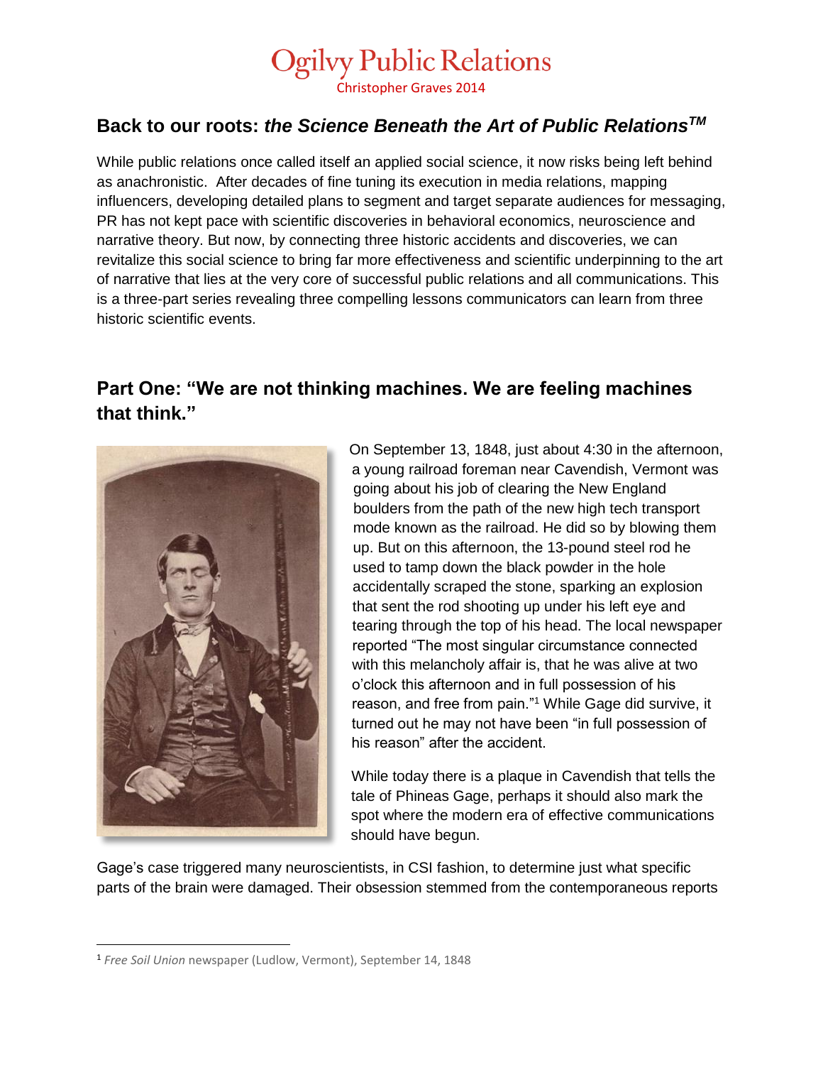# Ogilvy Public Relations

Christopher Graves 2014

## Back to our roots: *the Science Beneath the Art of Public Relations*™

While public relations once called itself an applied social science, it now risks being left behind as anachronistic. After decades of fine tuning its execution in media relations, mapping influencers, developing detailed plans to segment and target separate audiences for messaging, PR has not kept pace with scientific discoveries in behavioral economics, neuroscience and narrative theory. But now, by connecting three historic accidents and discoveries, we can revitalize this social science to bring far more effectiveness and scientific underpinning to the art of narrative that lies at the very core of successful public relations and all communications. This is a three-part series revealing three compelling lessons communicators can learn from three historic scientific events.

## Part One: "We are not thinking machines. We are feeling machines that think."

On September 13, 1848, just about 4:30 in the afternoon, a young railroad foreman near Cavendish, Vermont was going about his job of clearing the New England boulders from the path of the new high tech transport mode known as the railroad. He did so by blowing them up. But on this afternoon, the 13-pound steel rod he used to tamp down the black powder in the hole accidentally scraped the stone, sparking an explosion that sent the rod shooting up under his left eye and tearing through the top of his head. The local newspaper reported "The most singular circumstance connected with this melancholy affair is, that he was alive at two o'clock this afternoon and in full possession of his reason, and free from pain."[1] While Gage did survive, it turned out he may not have been "in full possession of his reason" after the accident.

While today there is a plaque in Cavendish that tells the tale of Phineas Gage, perhaps it should also mark the spot where the modern era of effective communications should have begun.

Gage's case triggered many neuroscientists, in CSI fashion, to determine just what specific parts of the brain were damaged. Their obsession stemmed from the contemporaneous reports

---

[1] *Free Soil Union* newspaper (Ludlow, Vermont), September 14, 1848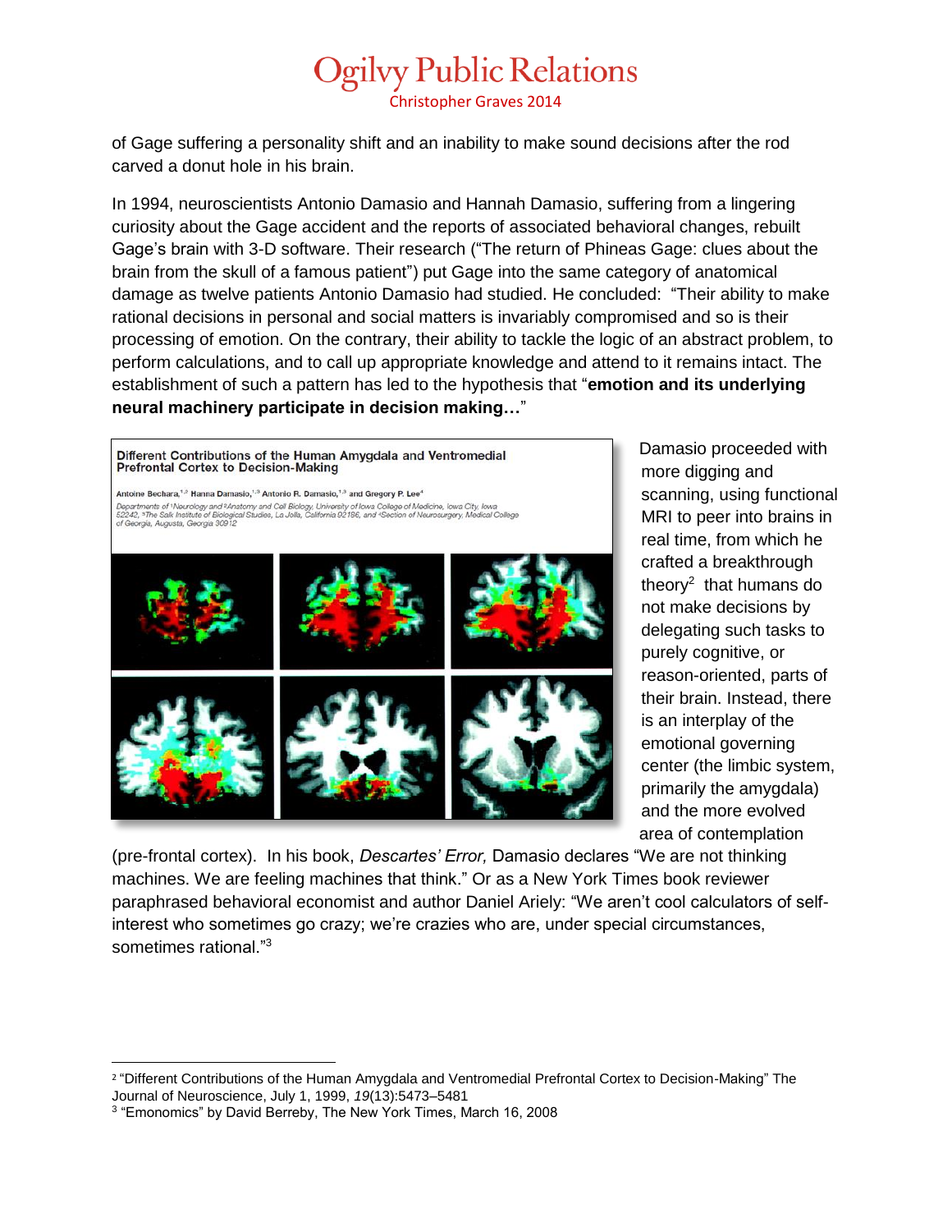of Gage suffering a personality shift and an inability to make sound decisions after the rod carved a donut hole in his brain.

In 1994, neuroscientists Antonio Damasio and Hannah Damasio, suffering from a lingering curiosity about the Gage accident and the reports of associated behavioral changes, rebuilt Gage's brain with 3-D software. Their research ("The return of Phineas Gage: clues about the brain from the skull of a famous patient") put Gage into the same category of anatomical damage as twelve patients Antonio Damasio had studied. He concluded: "Their ability to make rational decisions in personal and social matters is invariably compromised and so is their processing of emotion. On the contrary, their ability to tackle the logic of an abstract problem, to perform calculations, and to call up appropriate knowledge and attend to it remains intact. The establishment of such a pattern has led to the hypothesis that "**emotion and its underlying neural machinery participate in decision making…**"

Damasio proceeded with more digging and scanning, using functional MRI to peer into brains in real time, from which he crafted a breakthrough theory[2] that humans do not make decisions by delegating such tasks to purely cognitive, or reason-oriented, parts of their brain. Instead, there is an interplay of the emotional governing center (the limbic system, primarily the amygdala) and the more evolved area of contemplation (pre-frontal cortex). In his book, *Descartes' Error,* Damasio declares "We are not thinking machines. We are feeling machines that think." Or as a New York Times book reviewer paraphrased behavioral economist and author Daniel Ariely: "We aren't cool calculators of self-interest who sometimes go crazy; we're crazies who are, under special circumstances, sometimes rational."[3]

---

[2] "Different Contributions of the Human Amygdala and Ventromedial Prefrontal Cortex to Decision-Making" The Journal of Neuroscience, July 1, 1999, *19*(13):5473–5481

[3] "Emonomics" by David Berreby, The New York Times, March 16, 2008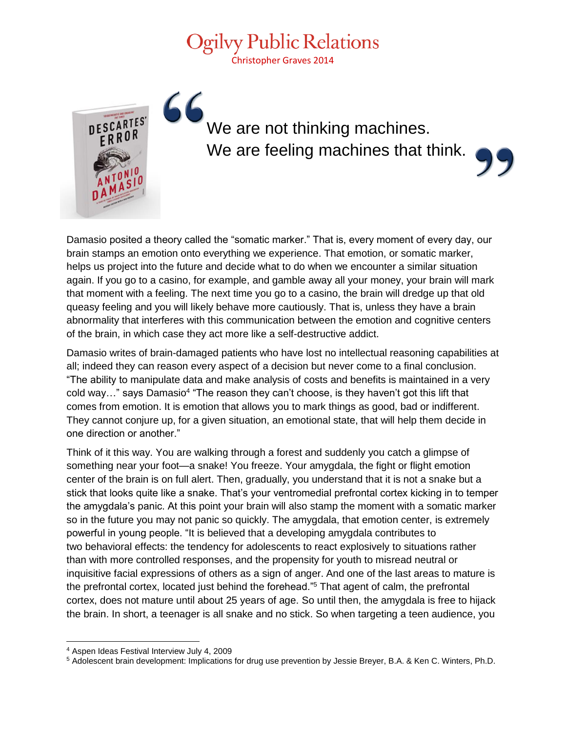> We are not thinking machines.
> We are feeling machines that think.

Damasio posited a theory called the "somatic marker." That is, every moment of every day, our brain stamps an emotion onto everything we experience. That emotion, or somatic marker, helps us project into the future and decide what to do when we encounter a similar situation again. If you go to a casino, for example, and gamble away all your money, your brain will mark that moment with a feeling. The next time you go to a casino, the brain will dredge up that old queasy feeling and you will likely behave more cautiously. That is, unless they have a brain abnormality that interferes with this communication between the emotion and cognitive centers of the brain, in which case they act more like a self-destructive addict.

Damasio writes of brain-damaged patients who have lost no intellectual reasoning capabilities at all; indeed they can reason every aspect of a decision but never come to a final conclusion. "The ability to manipulate data and make analysis of costs and benefits is maintained in a very cold way…" says Damasio[4] "The reason they can't choose, is they haven't got this lift that comes from emotion. It is emotion that allows you to mark things as good, bad or indifferent. They cannot conjure up, for a given situation, an emotional state, that will help them decide in one direction or another."

Think of it this way. You are walking through a forest and suddenly you catch a glimpse of something near your foot—a snake! You freeze. Your amygdala, the fight or flight emotion center of the brain is on full alert. Then, gradually, you understand that it is not a snake but a stick that looks quite like a snake. That's your ventromedial prefrontal cortex kicking in to temper the amygdala's panic. At this point your brain will also stamp the moment with a somatic marker so in the future you may not panic so quickly. The amygdala, that emotion center, is extremely powerful in young people. "It is believed that a developing amygdala contributes to two behavioral effects: the tendency for adolescents to react explosively to situations rather than with more controlled responses, and the propensity for youth to misread neutral or inquisitive facial expressions of others as a sign of anger. And one of the last areas to mature is the prefrontal cortex, located just behind the forehead."[5] That agent of calm, the prefrontal cortex, does not mature until about 25 years of age. So until then, the amygdala is free to hijack the brain. In short, a teenager is all snake and no stick. So when targeting a teen audience, you

---

[4] Aspen Ideas Festival Interview July 4, 2009

[5] Adolescent brain development: Implications for drug use prevention by Jessie Breyer, B.A. & Ken C. Winters, Ph.D.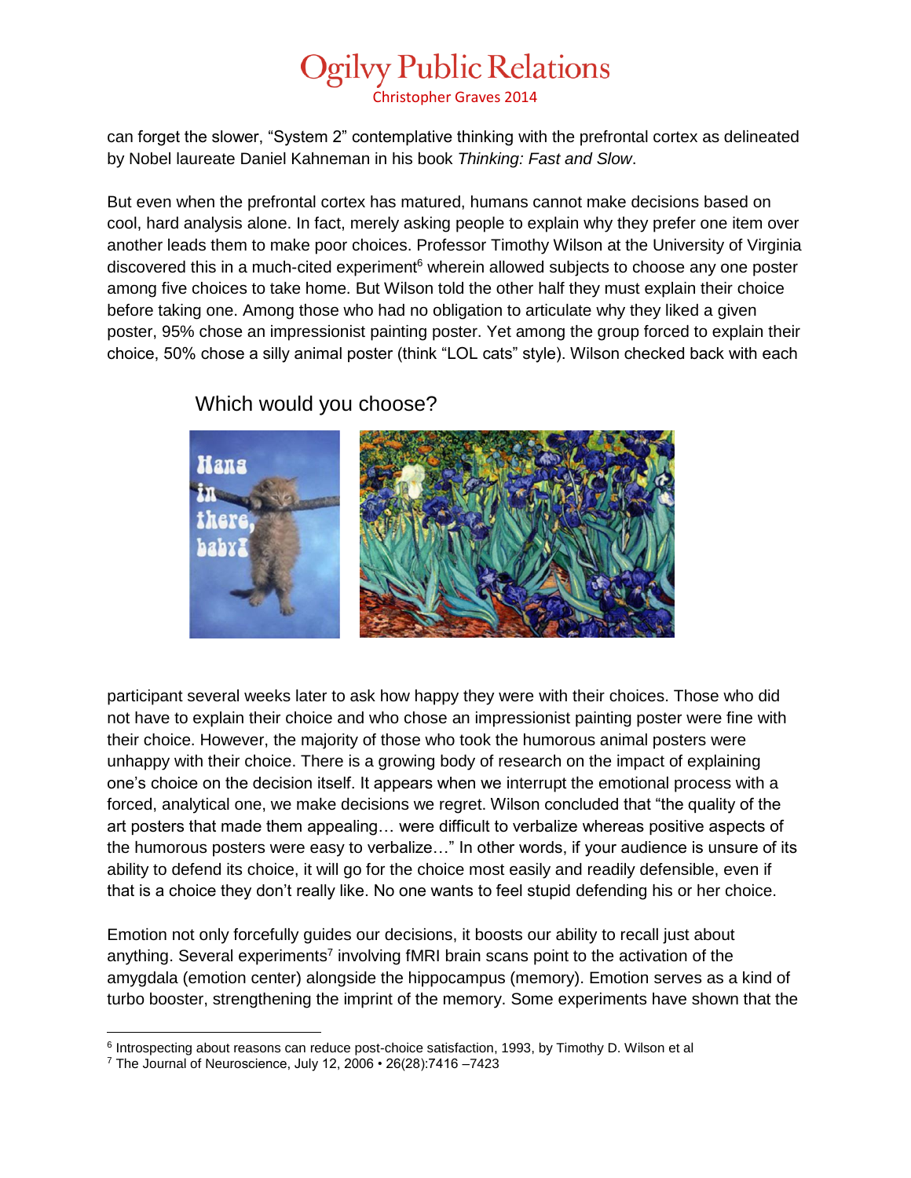can forget the slower, "System 2" contemplative thinking with the prefrontal cortex as delineated by Nobel laureate Daniel Kahneman in his book *Thinking: Fast and Slow*.

But even when the prefrontal cortex has matured, humans cannot make decisions based on cool, hard analysis alone. In fact, merely asking people to explain why they prefer one item over another leads them to make poor choices. Professor Timothy Wilson at the University of Virginia discovered this in a much-cited experiment[6] wherein allowed subjects to choose any one poster among five choices to take home. But Wilson told the other half they must explain their choice before taking one. Among those who had no obligation to articulate why they liked a given poster, 95% chose an impressionist painting poster. Yet among the group forced to explain their choice, 50% chose a silly animal poster (think "LOL cats" style). Wilson checked back with each

Which would you choose?

participant several weeks later to ask how happy they were with their choices. Those who did not have to explain their choice and who chose an impressionist painting poster were fine with their choice. However, the majority of those who took the humorous animal posters were unhappy with their choice. There is a growing body of research on the impact of explaining one's choice on the decision itself. It appears when we interrupt the emotional process with a forced, analytical one, we make decisions we regret. Wilson concluded that "the quality of the art posters that made them appealing… were difficult to verbalize whereas positive aspects of the humorous posters were easy to verbalize…" In other words, if your audience is unsure of its ability to defend its choice, it will go for the choice most easily and readily defensible, even if that is a choice they don't really like. No one wants to feel stupid defending his or her choice.

Emotion not only forcefully guides our decisions, it boosts our ability to recall just about anything. Several experiments[7] involving fMRI brain scans point to the activation of the amygdala (emotion center) alongside the hippocampus (memory). Emotion serves as a kind of turbo booster, strengthening the imprint of the memory. Some experiments have shown that the

---

[6] Introspecting about reasons can reduce post-choice satisfaction, 1993, by Timothy D. Wilson et al

[7] The Journal of Neuroscience, July 12, 2006 • 26(28):7416 –7423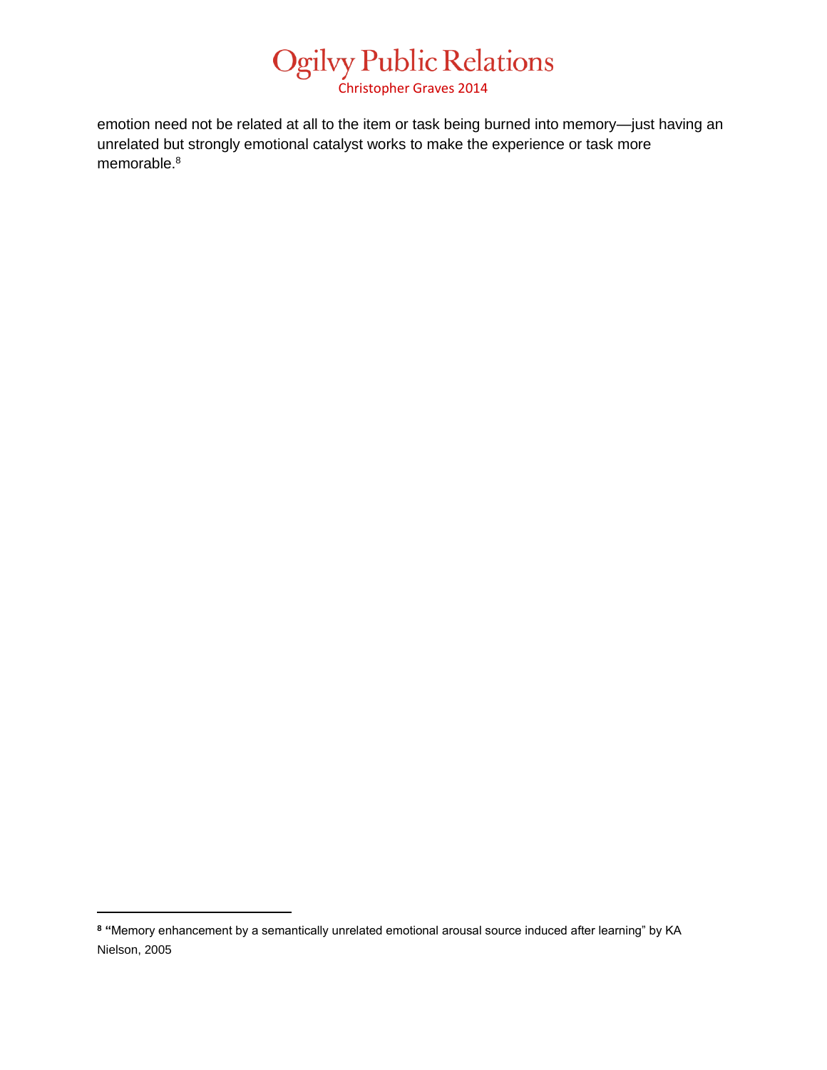emotion need not be related at all to the item or task being burned into memory—just having an unrelated but strongly emotional catalyst works to make the experience or task more memorable.[8]

---

[8] "Memory enhancement by a semantically unrelated emotional arousal source induced after learning" by KA Nielson, 2005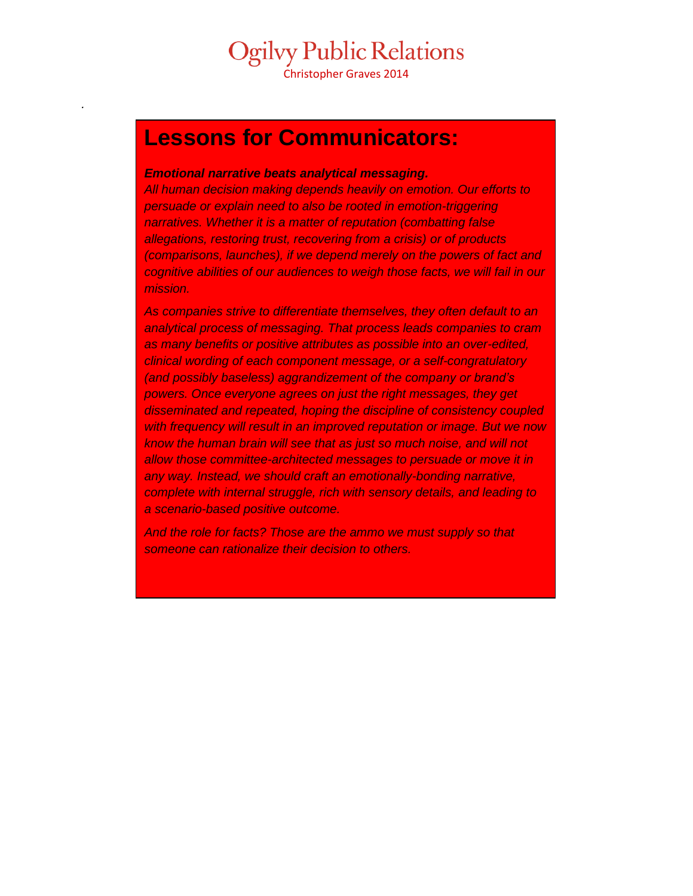## Lessons for Communicators:

***Emotional narrative beats analytical messaging.***

*All human decision making depends heavily on emotion. Our efforts to persuade or explain need to also be rooted in emotion-triggering narratives. Whether it is a matter of reputation (combatting false allegations, restoring trust, recovering from a crisis) or of products (comparisons, launches), if we depend merely on the powers of fact and cognitive abilities of our audiences to weigh those facts, we will fail in our mission.*

*As companies strive to differentiate themselves, they often default to an analytical process of messaging. That process leads companies to cram as many benefits or positive attributes as possible into an over-edited, clinical wording of each component message, or a self-congratulatory (and possibly baseless) aggrandizement of the company or brand's powers. Once everyone agrees on just the right messages, they get disseminated and repeated, hoping the discipline of consistency coupled with frequency will result in an improved reputation or image. But we now know the human brain will see that as just so much noise, and will not allow those committee-architected messages to persuade or move it in any way. Instead, we should craft an emotionally-bonding narrative, complete with internal struggle, rich with sensory details, and leading to a scenario-based positive outcome.*

*And the role for facts? Those are the ammo we must supply so that someone can rationalize their decision to others.*